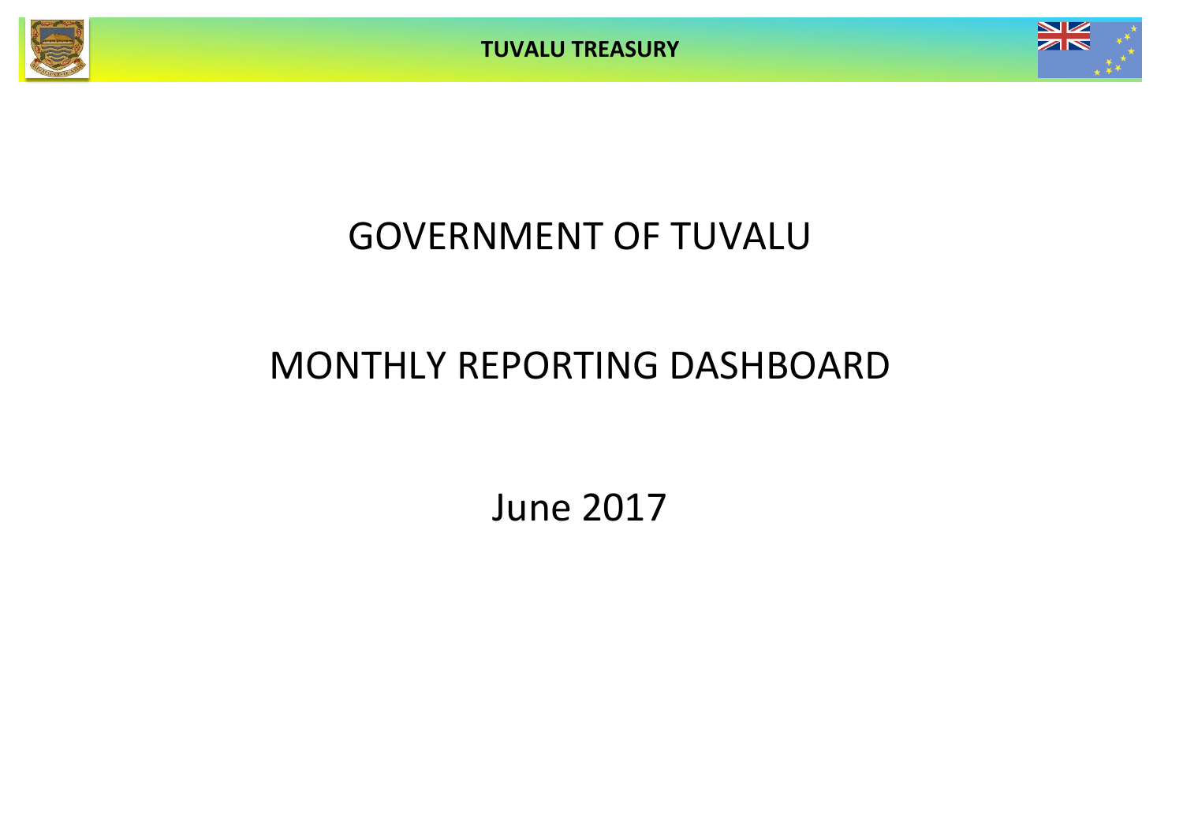# GOVERNMENT OF TUVALU

# MONTHLY REPORTING DASHBOARD

## June 2017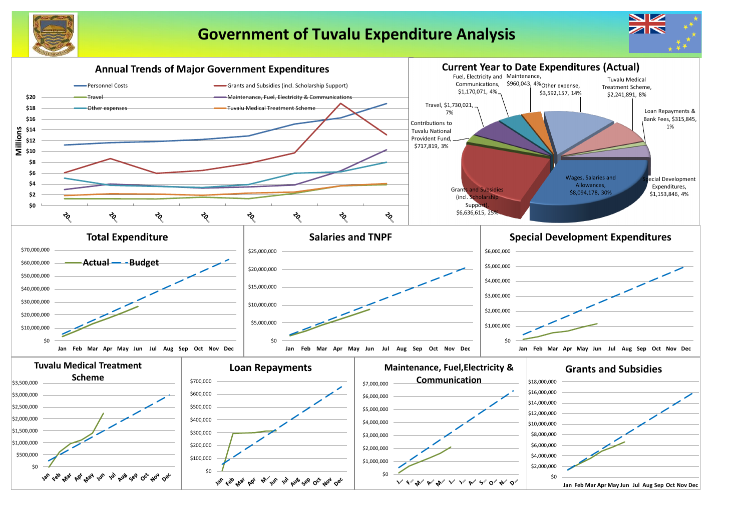# Government of Tuvalu Expenditure Analysis

## Annual Trends of Major Government Expenditures

- Personnel Costs
- Grants and Subsidies (incl. Scholarship Support)
- Travel
- Maintenance, Fuel, Electricity & Communications
- Other expenses
- Tuvalu Medical Treatment Scheme

Millions: $0, $2, $4, $6, $8, $10, $12, $14, $16, $18, $20

20… 20… 20… 20… 20… 20… 20… 20…

## Current Year to Date Expenditures (Actual)

- Fuel, Electricity and Communications, $1,170,071, 4%
- Maintenance, $960,043, 4%
- Other expense, $3,592,157, 14%
- Tuvalu Medical Treatment Scheme, $2,241,891, 8%
- Loan Repayments & Bank Fees, $315,845, 1%
- Special Development Expenditures, $1,153,846, 4%
- Wages, Salaries and Allowances, $8,094,178, 30%
- Grants and Subsidies (incl. Scholarship Support), $6,636,615, 25%
- Contributions to Tuvalu National Provident Fund, $717,819, 3%
- Travel, $1,730,021, 7%

## Total Expenditure

Actual — Budget

$0 – $70,000,000

Jan Feb Mar Apr May Jun Jul Aug Sep Oct Nov Dec

## Salaries and TNPF

$0 – $25,000,000

Jan Feb Mar Apr May Jun Jul Aug Sep Oct Nov Dec

## Special Development Expenditures

$0 – $6,000,000

Jan Feb Mar Apr May Jun Jul Aug Sep Oct Nov Dec

## Tuvalu Medical Treatment Scheme

$0 – $3,500,000

Jan Feb Mar Apr May Jun Jul Aug Sep Oct Nov Dec

## Loan Repayments

$0 – $700,000

Jan Feb Mar Apr M… Jun Jul Aug Sep Oct Nov Dec

## Maintenance, Fuel,Electricity & Communication

$0 – $7,000,000

J… F… M… A… M… J… J… A… S… O… N… D…

## Grants and Subsidies

$0 – $18,000,000

Jan Feb Mar Apr May Jun Jul Aug Sep Oct Nov Dec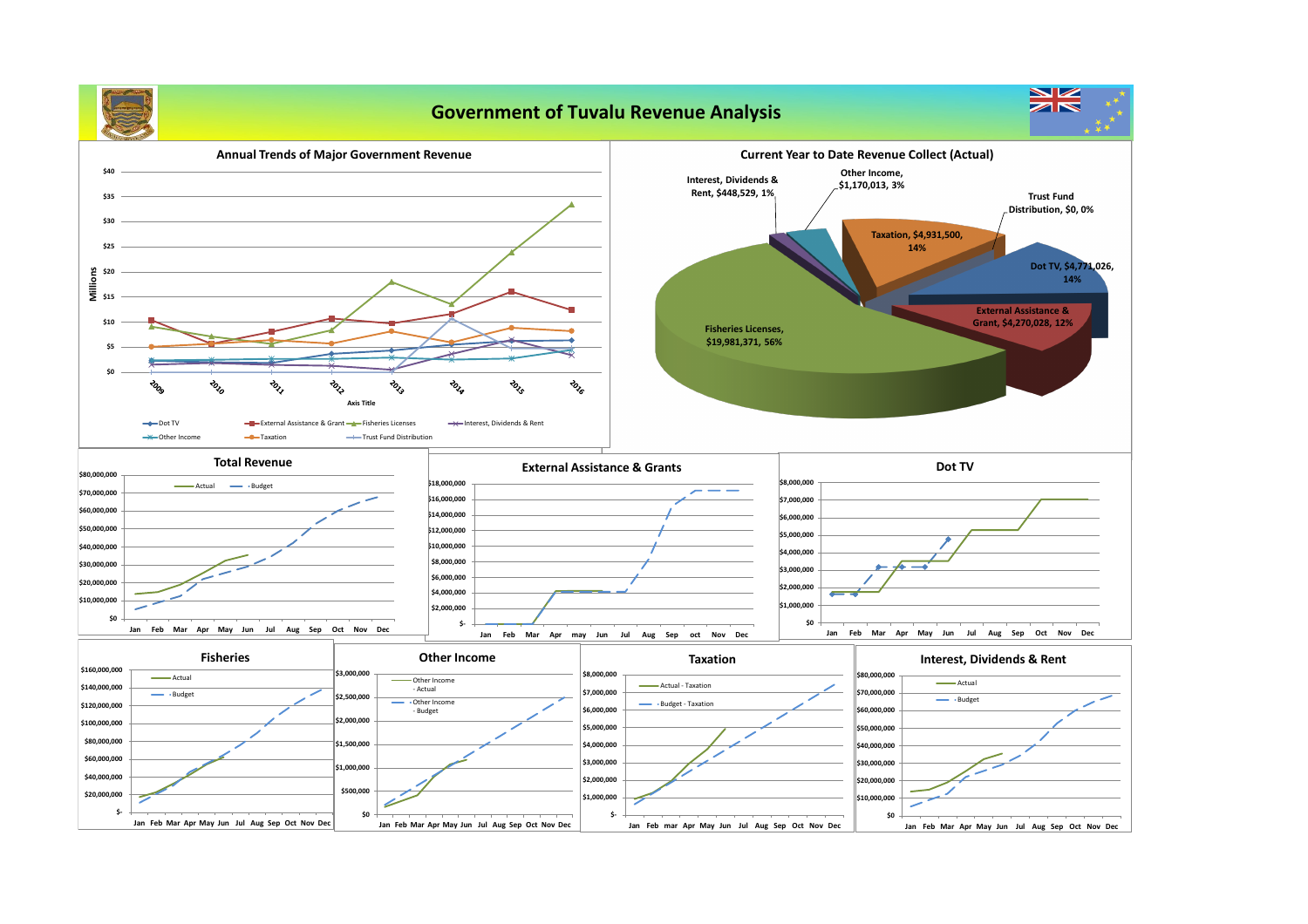# Government of Tuvalu Revenue Analysis

## Annual Trends of Major Government Revenue

Millions: $0, $5, $10, $15, $20, $25, $30, $35, $40

2009, 2010, 2011, 2012, 2013, 2014, 2015, 2016

Axis Title

Dot TV, External Assistance & Grant, Fisheries Licenses, Interest, Dividends & Rent, Other Income, Taxation, Trust Fund Distribution

## Current Year to Date Revenue Collect (Actual)

- Interest, Dividends & Rent, $448,529, 1%
- Other Income, $1,170,013, 3%
- Trust Fund Distribution, $0, 0%
- Taxation, $4,931,500, 14%
- Dot TV, $4,771,026, 14%
- External Assistance & Grant, $4,270,028, 12%
- Fisheries Licenses, $19,981,371, 56%

## Total Revenue

Actual, Budget

$0 – $80,000,000

Jan, Feb, Mar, Apr, May, Jun, Jul, Aug, Sep, Oct, Nov, Dec

## External Assistance & Grants

$- – $18,000,000

Jan, Feb, Mar, Apr, may, Jun, Jul, Aug, Sep, oct, Nov, Dec

## Dot TV

$0 – $8,000,000

Jan, Feb, Mar, Apr, May, Jun, Jul, Aug, Sep, Oct, Nov, Dec

## Fisheries

Actual, Budget

$- – $160,000,000

Jan, Feb, Mar, Apr, May, Jun, Jul, Aug, Sep, Oct, Nov, Dec

## Other Income

Other Income - Actual, Other Income - Budget

$0 – $3,000,000

Jan, Feb, Mar, Apr, May, Jun, Jul, Aug, Sep, Oct, Nov, Dec

## Taxation

Actual - Taxation, Budget - Taxation

$- – $8,000,000

Jan, Feb, mar, Apr, May, Jun, Jul, Aug, Sep, Oct, Nov, Dec

## Interest, Dividends & Rent

Actual, Budget

$0 – $80,000,000

Jan, Feb, Mar, Apr, May, Jun, Jul, Aug, Sep, Oct, Nov, Dec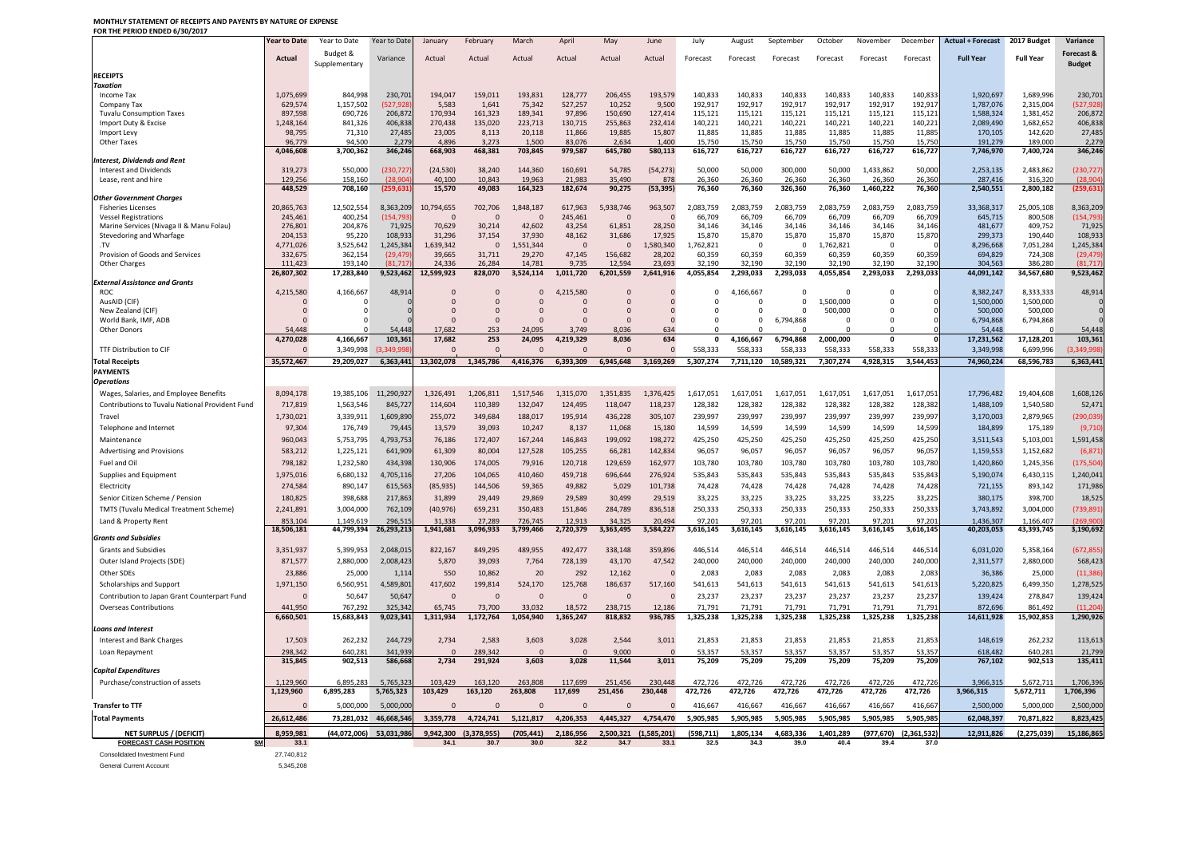**MONTHLY STATEMENT OF RECEIPTS AND PAYENTS BY NATURE OF EXPENSE**
**FOR THE PERIOD ENDED 6/30/2017**

| | Year to Date Actual | Year to Date Budget & Supplementary | Year to Date Variance | January Actual | February Actual | March Actual | April Actual | May Actual | June Actual | July Forecast | August Forecast | September Forecast | October Forecast | November Forecast | December Forecast | Actual + Forecast Full Year | 2017 Budget Full Year | Variance Forecast & Budget |
|---|---|---|---|---|---|---|---|---|---|---|---|---|---|---|---|---|---|---|
| **RECEIPTS** | | | | | | | | | | | | | | | | | | |
| ***Taxation*** | | | | | | | | | | | | | | | | | | |
| Income Tax | 1,075,699 | 844,998 | 230,701 | 194,047 | 159,011 | 193,831 | 128,777 | 206,455 | 193,579 | 140,833 | 140,833 | 140,833 | 140,833 | 140,833 | 140,833 | 1,920,697 | 1,689,996 | 230,701 |
| Company Tax | 629,574 | 1,157,502 | (527,928) | 5,583 | 1,641 | 75,342 | 527,257 | 10,252 | 9,500 | 192,917 | 192,917 | 192,917 | 192,917 | 192,917 | 192,917 | 1,787,076 | 2,315,004 | (527,928) |
| Tuvalu Consumption Taxes | 897,598 | 690,726 | 206,872 | 170,934 | 161,323 | 189,341 | 97,896 | 150,690 | 127,414 | 115,121 | 115,121 | 115,121 | 115,121 | 115,121 | 115,121 | 1,588,324 | 1,381,452 | 206,872 |
| Import Duty & Excise | 1,248,164 | 841,326 | 406,838 | 270,438 | 135,020 | 223,713 | 130,715 | 255,863 | 232,414 | 140,221 | 140,221 | 140,221 | 140,221 | 140,221 | 140,221 | 2,089,490 | 1,682,652 | 406,838 |
| Import Levy | 98,795 | 71,310 | 27,485 | 23,005 | 8,113 | 20,118 | 11,866 | 19,885 | 15,807 | 11,885 | 11,885 | 11,885 | 11,885 | 11,885 | 11,885 | 170,105 | 142,620 | 27,485 |
| Other Taxes | 96,779 | 94,500 | 2,279 | 4,896 | 3,273 | 1,500 | 83,076 | 2,634 | 1,400 | 15,750 | 15,750 | 15,750 | 15,750 | 15,750 | 15,750 | 191,279 | 189,000 | 2,279 |
| | **4,046,608** | **3,700,362** | **346,246** | **668,903** | **468,381** | **703,845** | **979,587** | **645,780** | **580,113** | **616,727** | **616,727** | **616,727** | **616,727** | **616,727** | **616,727** | **7,746,970** | **7,400,724** | **346,246** |
| ***Interest, Dividends and Rent*** | | | | | | | | | | | | | | | | | | |
| Interest and Dividends | 319,273 | 550,000 | (230,727) | (24,530) | 38,240 | 144,360 | 160,691 | 54,785 | (54,273) | 50,000 | 50,000 | 300,000 | 50,000 | 1,433,862 | 50,000 | 2,253,135 | 2,483,862 | (230,727) |
| Lease, rent and hire | 129,256 | 158,160 | (28,904) | 40,100 | 10,843 | 19,963 | 21,983 | 35,490 | 878 | 26,360 | 26,360 | 26,360 | 26,360 | 26,360 | 26,360 | 287,416 | 316,320 | (28,904) |
| | **448,529** | **708,160** | **(259,631)** | **15,570** | **49,083** | **164,323** | **182,674** | **90,275** | **(53,395)** | **76,360** | **76,360** | **326,360** | **76,360** | **1,460,222** | **76,360** | **2,540,551** | **2,800,182** | **(259,631)** |
| ***Other Government Charges*** | | | | | | | | | | | | | | | | | | |
| Fisheries Licenses | 20,865,763 | 12,502,554 | 8,363,209 | 10,794,655 | 702,706 | 1,848,187 | 617,963 | 5,938,746 | 963,507 | 2,083,759 | 2,083,759 | 2,083,759 | 2,083,759 | 2,083,759 | 2,083,759 | 33,368,317 | 25,005,108 | 8,363,209 |
| Vessel Registrations | 245,461 | 400,254 | (154,793) | 0 | 0 | 0 | 245,461 | 0 | 0 | 66,709 | 66,709 | 66,709 | 66,709 | 66,709 | 66,709 | 645,715 | 800,508 | (154,793) |
| Marine Services (Nivaga II & Manu Folau) | 276,801 | 204,876 | 71,925 | 70,629 | 30,214 | 42,602 | 43,254 | 61,851 | 28,250 | 34,146 | 34,146 | 34,146 | 34,146 | 34,146 | 34,146 | 481,677 | 409,752 | 71,925 |
| Stevedoring and Wharfage | 204,153 | 95,220 | 108,933 | 31,296 | 37,154 | 37,930 | 48,162 | 31,686 | 17,925 | 15,870 | 15,870 | 15,870 | 15,870 | 15,870 | 15,870 | 299,373 | 190,440 | 108,933 |
| .TV | 4,771,026 | 3,525,642 | 1,245,384 | 1,639,342 | 0 | 1,551,344 | 0 | 0 | 1,580,340 | 1,762,821 | 0 | 0 | 1,762,821 | 0 | 0 | 8,296,668 | 7,051,284 | 1,245,384 |
| Provision of Goods and Services | 332,675 | 362,154 | (29,479) | 39,665 | 31,711 | 29,270 | 47,145 | 156,682 | 28,202 | 60,359 | 60,359 | 60,359 | 60,359 | 60,359 | 60,359 | 694,829 | 724,308 | (29,479) |
| Other Charges | 111,423 | 193,140 | (81,717) | 24,336 | 26,284 | 14,781 | 9,735 | 12,594 | 23,693 | 32,190 | 32,190 | 32,190 | 32,190 | 32,190 | 32,190 | 304,563 | 386,280 | (81,717) |
| | **26,807,302** | **17,283,840** | **9,523,462** | **12,599,923** | **828,070** | **3,524,114** | **1,011,720** | **6,201,559** | **2,641,916** | **4,055,854** | **2,293,033** | **2,293,033** | **4,055,854** | **2,293,033** | **2,293,033** | **44,091,142** | **34,567,680** | **9,523,462** |
| ***External Assistance and Grants*** | | | | | | | | | | | | | | | | | | |
| ROC | 4,215,580 | 4,166,667 | 48,914 | 0 | 0 | 0 | 4,215,580 | 0 | 0 | 0 | 4,166,667 | 0 | 0 | 0 | 0 | 8,382,247 | 8,333,333 | 48,914 |
| AusAID (CIF) | 0 | 0 | 0 | 0 | 0 | 0 | 0 | 0 | 0 | 0 | 0 | 0 | 1,500,000 | 0 | 0 | 1,500,000 | 1,500,000 | 0 |
| New Zealand (CIF) | 0 | 0 | 0 | 0 | 0 | 0 | 0 | 0 | 0 | 0 | 0 | 0 | 500,000 | 0 | 0 | 500,000 | 500,000 | 0 |
| World Bank, IMF, ADB | 0 | 0 | 0 | 0 | 0 | 0 | 0 | 0 | 0 | 0 | 0 | 6,794,868 | 0 | 0 | 0 | 6,794,868 | 6,794,868 | 0 |
| Other Donors | 54,448 | 0 | 54,448 | 17,682 | 253 | 24,095 | 3,749 | 8,036 | 634 | 0 | 0 | 0 | 0 | 0 | 0 | 54,448 | 0 | 54,448 |
| | **4,270,028** | **4,166,667** | **103,361** | **17,682** | **253** | **24,095** | **4,219,329** | **8,036** | **634** | **0** | **4,166,667** | **6,794,868** | **2,000,000** | **0** | **0** | **17,231,562** | **17,128,201** | **103,361** |
| TTF Distribution to CIF | 0 | 3,349,998 | (3,349,998) | 0 | 0 | 0 | 0 | 0 | 0 | 558,333 | 558,333 | 558,333 | 558,333 | 558,333 | 558,333 | 3,349,998 | 6,699,996 | (3,349,998) |
| **Total Receipts** | **35,572,467** | **29,209,027** | **6,363,441** | **13,302,078** | **1,345,786** | **4,416,376** | **6,393,309** | **6,945,648** | **3,169,269** | **5,307,274** | **7,711,120** | **10,589,321** | **7,307,274** | **4,928,315** | **3,544,453** | **74,960,224** | **68,596,783** | **6,363,441** |
| **PAYMENTS** | | | | | | | | | | | | | | | | | | |
| ***Operations*** | | | | | | | | | | | | | | | | | | |
| Wages, Salaries, and Employee Benefits | 8,094,178 | 19,385,106 | 11,290,927 | 1,326,491 | 1,206,811 | 1,517,546 | 1,315,070 | 1,351,835 | 1,376,425 | 1,617,051 | 1,617,051 | 1,617,051 | 1,617,051 | 1,617,051 | 1,617,051 | 17,796,482 | 19,404,608 | 1,608,126 |
| Contributions to Tuvalu National Provident Fund | 717,819 | 1,563,546 | 845,727 | 114,604 | 110,389 | 132,047 | 124,495 | 118,047 | 118,237 | 128,382 | 128,382 | 128,382 | 128,382 | 128,382 | 128,382 | 1,488,109 | 1,540,580 | 52,471 |
| Travel | 1,730,021 | 3,339,911 | 1,609,890 | 255,072 | 349,684 | 188,017 | 195,914 | 436,228 | 305,107 | 239,997 | 239,997 | 239,997 | 239,997 | 239,997 | 239,997 | 3,170,003 | 2,879,965 | (290,039) |
| Telephone and Internet | 97,304 | 176,749 | 79,445 | 13,579 | 39,093 | 10,247 | 8,137 | 11,068 | 15,180 | 14,599 | 14,599 | 14,599 | 14,599 | 14,599 | 14,599 | 184,899 | 175,189 | (9,710) |
| Maintenance | 960,043 | 5,753,795 | 4,793,753 | 76,186 | 172,407 | 167,244 | 146,843 | 199,092 | 198,272 | 425,250 | 425,250 | 425,250 | 425,250 | 425,250 | 425,250 | 3,511,543 | 5,103,001 | 1,591,458 |
| Advertising and Provisions | 583,212 | 1,225,121 | 641,909 | 61,309 | 80,004 | 127,528 | 105,255 | 66,281 | 142,834 | 96,057 | 96,057 | 96,057 | 96,057 | 96,057 | 96,057 | 1,159,553 | 1,152,682 | (6,871) |
| Fuel and Oil | 798,182 | 1,232,580 | 434,398 | 130,906 | 174,005 | 79,916 | 120,718 | 129,659 | 162,977 | 103,780 | 103,780 | 103,780 | 103,780 | 103,780 | 103,780 | 1,420,860 | 1,245,356 | (175,504) |
| Supplies and Equipment | 1,975,016 | 6,680,132 | 4,705,116 | 27,206 | 104,065 | 410,460 | 459,718 | 696,644 | 276,924 | 535,843 | 535,843 | 535,843 | 535,843 | 535,843 | 535,843 | 5,190,074 | 6,430,115 | 1,240,041 |
| Electricity | 274,584 | 890,147 | 615,563 | (85,935) | 144,506 | 59,365 | 49,882 | 5,029 | 101,738 | 74,428 | 74,428 | 74,428 | 74,428 | 74,428 | 74,428 | 721,155 | 893,142 | 171,986 |
| Senior Citizen Scheme / Pension | 180,825 | 398,688 | 217,863 | 31,899 | 29,449 | 29,869 | 29,589 | 30,499 | 29,519 | 33,225 | 33,225 | 33,225 | 33,225 | 33,225 | 33,225 | 380,175 | 398,700 | 18,525 |
| TMTS (Tuvalu Medical Treatment Scheme) | 2,241,891 | 3,004,000 | 762,109 | (40,976) | 659,231 | 350,483 | 151,846 | 284,789 | 836,518 | 250,333 | 250,333 | 250,333 | 250,333 | 250,333 | 250,333 | 3,743,892 | 3,004,000 | (739,891) |
| Land & Property Rent | 853,104 | 1,149,619 | 296,515 | 31,338 | 27,289 | 726,745 | 12,913 | 34,325 | 20,494 | 97,201 | 97,201 | 97,201 | 97,201 | 97,201 | 97,201 | 1,436,307 | 1,166,407 | (269,900) |
| | **18,506,181** | **44,799,394** | **26,293,213** | **1,941,681** | **3,096,933** | **3,799,466** | **2,720,379** | **3,363,495** | **3,584,227** | **3,616,145** | **3,616,145** | **3,616,145** | **3,616,145** | **3,616,145** | **3,616,145** | **40,203,053** | **43,393,745** | **3,190,692** |
| ***Grants and Subsidies*** | | | | | | | | | | | | | | | | | | |
| Grants and Subsidies | 3,351,937 | 5,399,953 | 2,048,015 | 822,167 | 849,295 | 489,955 | 492,477 | 338,148 | 359,896 | 446,514 | 446,514 | 446,514 | 446,514 | 446,514 | 446,514 | 6,031,020 | 5,358,164 | (672,855) |
| Outer Island Projects (SDE) | 871,577 | 2,880,000 | 2,008,423 | 5,870 | 39,093 | 7,764 | 728,139 | 43,170 | 47,542 | 240,000 | 240,000 | 240,000 | 240,000 | 240,000 | 240,000 | 2,311,577 | 2,880,000 | 568,423 |
| Other SDEs | 23,886 | 25,000 | 1,114 | 550 | 10,862 | 20 | 292 | 12,162 | 0 | 2,083 | 2,083 | 2,083 | 2,083 | 2,083 | 2,083 | 36,386 | 25,000 | (11,386) |
| Scholarships and Support | 1,971,150 | 6,560,951 | 4,589,801 | 417,602 | 199,814 | 524,170 | 125,768 | 186,637 | 517,160 | 541,613 | 541,613 | 541,613 | 541,613 | 541,613 | 541,613 | 5,220,825 | 6,499,350 | 1,278,525 |
| Contribution to Japan Grant Counterpart Fund | 0 | 50,647 | 50,647 | 0 | 0 | 0 | 0 | 0 | 0 | 23,237 | 23,237 | 23,237 | 23,237 | 23,237 | 23,237 | 139,424 | 278,847 | 139,424 |
| Overseas Contributions | 441,950 | 767,292 | 325,342 | 65,745 | 73,700 | 33,032 | 18,572 | 238,715 | 12,186 | 71,791 | 71,791 | 71,791 | 71,791 | 71,791 | 71,791 | 872,696 | 861,492 | (11,204) |
| | **6,660,501** | **15,683,843** | **9,023,341** | **1,311,934** | **1,172,764** | **1,054,940** | **1,365,247** | **818,832** | **936,785** | **1,325,238** | **1,325,238** | **1,325,238** | **1,325,238** | **1,325,238** | **1,325,238** | **14,611,928** | **15,902,853** | **1,290,926** |
| ***Loans and Interest*** | | | | | | | | | | | | | | | | | | |
| Interest and Bank Charges | 17,503 | 262,232 | 244,729 | 2,734 | 2,583 | 3,603 | 3,028 | 2,544 | 3,011 | 21,853 | 21,853 | 21,853 | 21,853 | 21,853 | 21,853 | 148,619 | 262,232 | 113,613 |
| Loan Repayment | 298,342 | 640,281 | 341,939 | 0 | 289,342 | 0 | 0 | 9,000 | 0 | 53,357 | 53,357 | 53,357 | 53,357 | 53,357 | 53,357 | 618,482 | 640,281 | 21,799 |
| | **315,845** | **902,513** | **586,668** | **2,734** | **291,924** | **3,603** | **3,028** | **11,544** | **3,011** | **75,209** | **75,209** | **75,209** | **75,209** | **75,209** | **75,209** | **767,102** | **902,513** | **135,411** |
| ***Capital Expenditures*** | | | | | | | | | | | | | | | | | | |
| Purchase/construction of assets | 1,129,960 | 6,895,283 | 5,765,323 | 103,429 | 163,120 | 263,808 | 117,699 | 251,456 | 230,448 | 472,726 | 472,726 | 472,726 | 472,726 | 472,726 | 472,726 | 3,966,315 | 5,672,711 | 1,706,396 |
| | **1,129,960** | **6,895,283** | **5,765,323** | **103,429** | **163,120** | **263,808** | **117,699** | **251,456** | **230,448** | **472,726** | **472,726** | **472,726** | **472,726** | **472,726** | **472,726** | **3,966,315** | **5,672,711** | **1,706,396** |
| **Transfer to TTF** | 0 | 5,000,000 | 5,000,000 | 0 | 0 | 0 | 0 | 0 | 0 | 416,667 | 416,667 | 416,667 | 416,667 | 416,667 | 416,667 | 2,500,000 | 5,000,000 | 2,500,000 |
| **Total Payments** | **26,612,486** | **73,281,032** | **46,668,546** | **3,359,778** | **4,724,741** | **5,121,817** | **4,206,353** | **4,445,327** | **4,754,470** | **5,905,985** | **5,905,985** | **5,905,985** | **5,905,985** | **5,905,985** | **5,905,985** | **62,048,397** | **70,871,822** | **8,823,425** |
| **NET SURPLUS / (DEFICIT)** | **8,959,981** | **(44,072,006)** | **53,031,986** | **9,942,300** | **(3,378,955)** | **(705,441)** | **2,186,956** | **2,500,321** | **(1,585,201)** | **(598,711)** | **1,805,134** | **4,683,336** | **1,401,289** | **(977,670)** | **(2,361,532)** | **12,911,826** | **(2,275,039)** | **15,186,865** |
| **FORECAST CASH POSITION** $M | **33.1** | | | **34.1** | **30.7** | **30.0** | **32.2** | **34.7** | **33.1** | **32.5** | **34.3** | **39.0** | **40.4** | **39.4** | **37.0** | | | |

Consolidated Investment Fund 27,740,812

General Current Account 5,345,208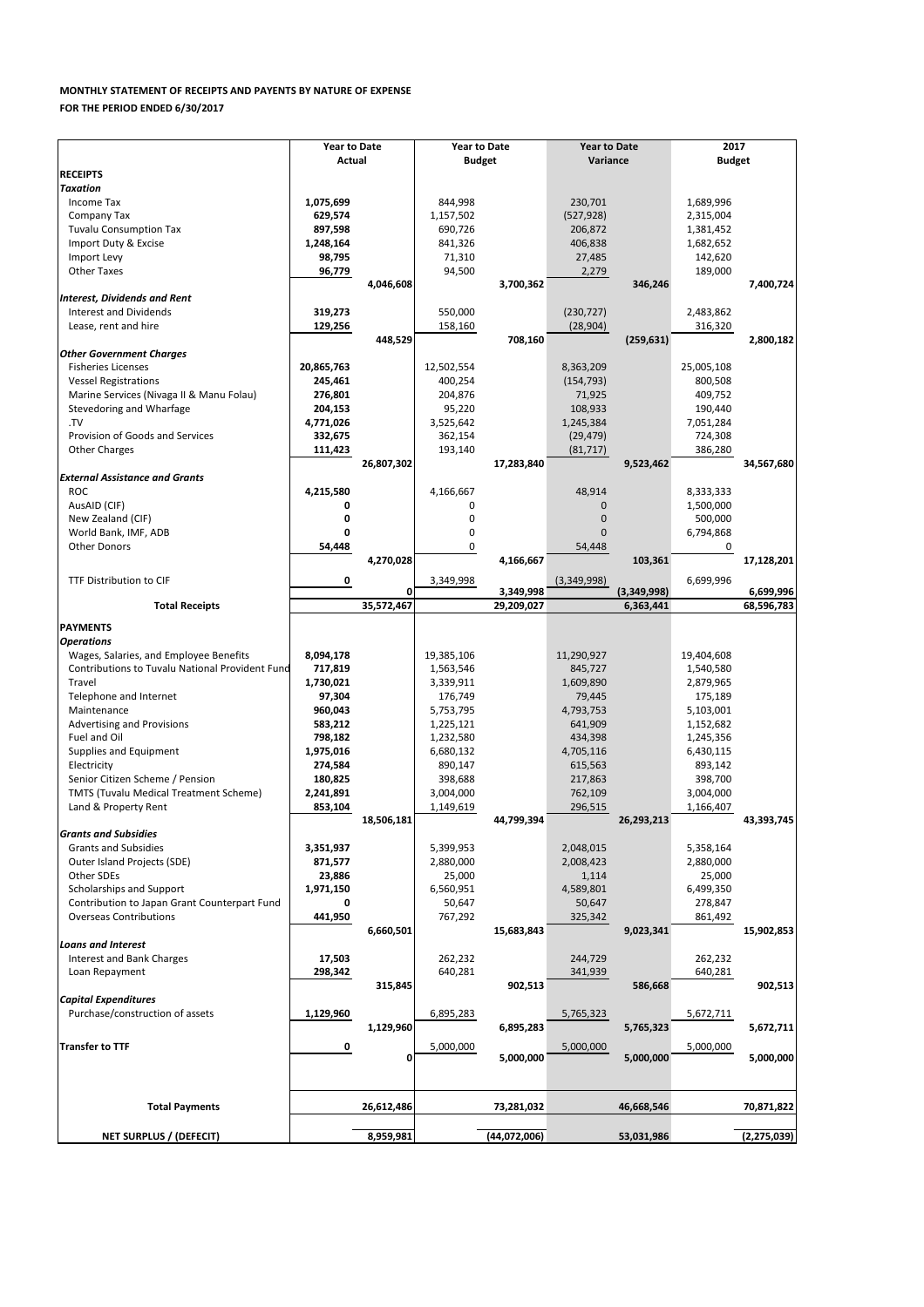**MONTHLY STATEMENT OF RECEIPTS AND PAYENTS BY NATURE OF EXPENSE**

**FOR THE PERIOD ENDED 6/30/2017**

| | Year to Date Actual | | Year to Date Budget | | Year to Date Variance | | 2017 Budget | |
|---|---|---|---|---|---|---|---|---|
| **RECEIPTS** | | | | | | | | |
| ***Taxation*** | | | | | | | | |
| Income Tax | **1,075,699** | | 844,998 | | 230,701 | | 1,689,996 | |
| Company Tax | **629,574** | | 1,157,502 | | (527,928) | | 2,315,004 | |
| Tuvalu Consumption Tax | **897,598** | | 690,726 | | 206,872 | | 1,381,452 | |
| Import Duty & Excise | **1,248,164** | | 841,326 | | 406,838 | | 1,682,652 | |
| Import Levy | **98,795** | | 71,310 | | 27,485 | | 142,620 | |
| Other Taxes | **96,779** | | 94,500 | | 2,279 | | 189,000 | |
| | | **4,046,608** | | **3,700,362** | | **346,246** | | **7,400,724** |
| ***Interest, Dividends and Rent*** | | | | | | | | |
| Interest and Dividends | **319,273** | | 550,000 | | (230,727) | | 2,483,862 | |
| Lease, rent and hire | **129,256** | | 158,160 | | (28,904) | | 316,320 | |
| | | **448,529** | | **708,160** | | **(259,631)** | | **2,800,182** |
| ***Other Government Charges*** | | | | | | | | |
| Fisheries Licenses | **20,865,763** | | 12,502,554 | | 8,363,209 | | 25,005,108 | |
| Vessel Registrations | **245,461** | | 400,254 | | (154,793) | | 800,508 | |
| Marine Services (Nivaga II & Manu Folau) | **276,801** | | 204,876 | | 71,925 | | 409,752 | |
| Stevedoring and Wharfage | **204,153** | | 95,220 | | 108,933 | | 190,440 | |
| .TV | **4,771,026** | | 3,525,642 | | 1,245,384 | | 7,051,284 | |
| Provision of Goods and Services | **332,675** | | 362,154 | | (29,479) | | 724,308 | |
| Other Charges | **111,423** | | 193,140 | | (81,717) | | 386,280 | |
| | | **26,807,302** | | **17,283,840** | | **9,523,462** | | **34,567,680** |
| ***External Assistance and Grants*** | | | | | | | | |
| ROC | **4,215,580** | | 4,166,667 | | 48,914 | | 8,333,333 | |
| AusAID (CIF) | **0** | | 0 | | 0 | | 1,500,000 | |
| New Zealand (CIF) | **0** | | 0 | | 0 | | 500,000 | |
| World Bank, IMF, ADB | **0** | | 0 | | 0 | | 6,794,868 | |
| Other Donors | **54,448** | | 0 | | 54,448 | | 0 | |
| | | **4,270,028** | | **4,166,667** | | **103,361** | | **17,128,201** |
| TTF Distribution to CIF | **0** | | 3,349,998 | | (3,349,998) | | 6,699,996 | |
| | | **0** | | **3,349,998** | | **(3,349,998)** | | **6,699,996** |
| **Total Receipts** | | **35,572,467** | | **29,209,027** | | **6,363,441** | | **68,596,783** |
| **PAYMENTS** | | | | | | | | |
| ***Operations*** | | | | | | | | |
| Wages, Salaries, and Employee Benefits | **8,094,178** | | 19,385,106 | | 11,290,927 | | 19,404,608 | |
| Contributions to Tuvalu National Provident Fund | **717,819** | | 1,563,546 | | 845,727 | | 1,540,580 | |
| Travel | **1,730,021** | | 3,339,911 | | 1,609,890 | | 2,879,965 | |
| Telephone and Internet | **97,304** | | 176,749 | | 79,445 | | 175,189 | |
| Maintenance | **960,043** | | 5,753,795 | | 4,793,753 | | 5,103,001 | |
| Advertising and Provisions | **583,212** | | 1,225,121 | | 641,909 | | 1,152,682 | |
| Fuel and Oil | **798,182** | | 1,232,580 | | 434,398 | | 1,245,356 | |
| Supplies and Equipment | **1,975,016** | | 6,680,132 | | 4,705,116 | | 6,430,115 | |
| Electricity | **274,584** | | 890,147 | | 615,563 | | 893,142 | |
| Senior Citizen Scheme / Pension | **180,825** | | 398,688 | | 217,863 | | 398,700 | |
| TMTS (Tuvalu Medical Treatment Scheme) | **2,241,891** | | 3,004,000 | | 762,109 | | 3,004,000 | |
| Land & Property Rent | **853,104** | | 1,149,619 | | 296,515 | | 1,166,407 | |
| | | **18,506,181** | | **44,799,394** | | **26,293,213** | | **43,393,745** |
| ***Grants and Subsidies*** | | | | | | | | |
| Grants and Subsidies | **3,351,937** | | 5,399,953 | | 2,048,015 | | 5,358,164 | |
| Outer Island Projects (SDE) | **871,577** | | 2,880,000 | | 2,008,423 | | 2,880,000 | |
| Other SDEs | **23,886** | | 25,000 | | 1,114 | | 25,000 | |
| Scholarships and Support | **1,971,150** | | 6,560,951 | | 4,589,801 | | 6,499,350 | |
| Contribution to Japan Grant Counterpart Fund | **0** | | 50,647 | | 50,647 | | 278,847 | |
| Overseas Contributions | **441,950** | | 767,292 | | 325,342 | | 861,492 | |
| | | **6,660,501** | | **15,683,843** | | **9,023,341** | | **15,902,853** |
| ***Loans and Interest*** | | | | | | | | |
| Interest and Bank Charges | **17,503** | | 262,232 | | 244,729 | | 262,232 | |
| Loan Repayment | **298,342** | | 640,281 | | 341,939 | | 640,281 | |
| | | **315,845** | | **902,513** | | **586,668** | | **902,513** |
| ***Capital Expenditures*** | | | | | | | | |
| Purchase/construction of assets | **1,129,960** | | 6,895,283 | | 5,765,323 | | 5,672,711 | |
| | | **1,129,960** | | **6,895,283** | | **5,765,323** | | **5,672,711** |
| **Transfer to TTF** | **0** | | 5,000,000 | | 5,000,000 | | 5,000,000 | |
| | | **0** | | **5,000,000** | | **5,000,000** | | **5,000,000** |
| **Total Payments** | | **26,612,486** | | **73,281,032** | | **46,668,546** | | **70,871,822** |
| **NET SURPLUS / (DEFECIT)** | | **8,959,981** | | **(44,072,006)** | | **53,031,986** | | **(2,275,039)** |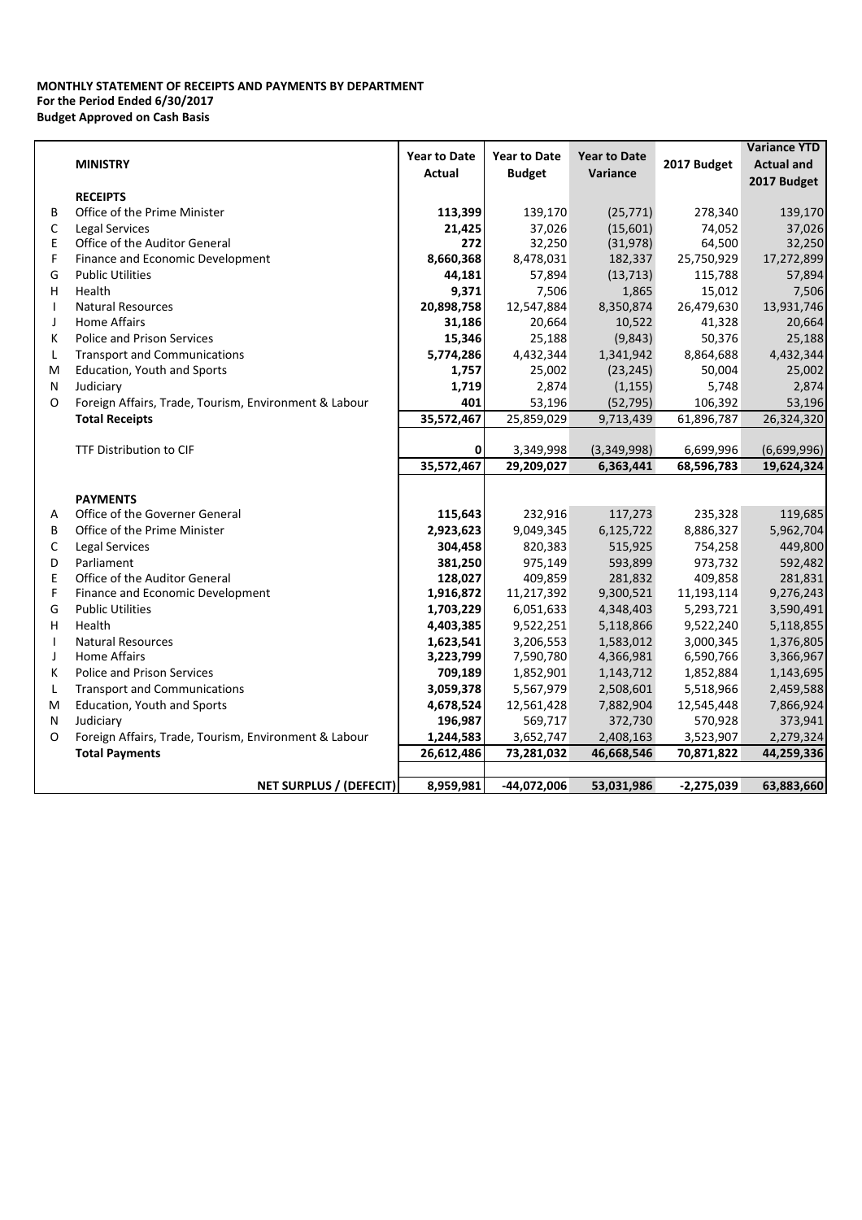**MONTHLY STATEMENT OF RECEIPTS AND PAYMENTS BY DEPARTMENT**
**For the Period Ended 6/30/2017**
**Budget Approved on Cash Basis**

| | MINISTRY | Year to Date Actual | Year to Date Budget | Year to Date Variance | 2017 Budget | Variance YTD Actual and 2017 Budget |
|---|---|---|---|---|---|---|
| | **RECEIPTS** | | | | | |
| B | Office of the Prime Minister | **113,399** | 139,170 | (25,771) | 278,340 | 139,170 |
| C | Legal Services | **21,425** | 37,026 | (15,601) | 74,052 | 37,026 |
| E | Office of the Auditor General | **272** | 32,250 | (31,978) | 64,500 | 32,250 |
| F | Finance and Economic Development | **8,660,368** | 8,478,031 | 182,337 | 25,750,929 | 17,272,899 |
| G | Public Utilities | **44,181** | 57,894 | (13,713) | 115,788 | 57,894 |
| H | Health | **9,371** | 7,506 | 1,865 | 15,012 | 7,506 |
| I | Natural Resources | **20,898,758** | 12,547,884 | 8,350,874 | 26,479,630 | 13,931,746 |
| J | Home Affairs | **31,186** | 20,664 | 10,522 | 41,328 | 20,664 |
| K | Police and Prison Services | **15,346** | 25,188 | (9,843) | 50,376 | 25,188 |
| L | Transport and Communications | **5,774,286** | 4,432,344 | 1,341,942 | 8,864,688 | 4,432,344 |
| M | Education, Youth and Sports | **1,757** | 25,002 | (23,245) | 50,004 | 25,002 |
| N | Judiciary | **1,719** | 2,874 | (1,155) | 5,748 | 2,874 |
| O | Foreign Affairs, Trade, Tourism, Environment & Labour | **401** | 53,196 | (52,795) | 106,392 | 53,196 |
| | **Total Receipts** | **35,572,467** | 25,859,029 | 9,713,439 | 61,896,787 | 26,324,320 |
| | | | | | | |
| | TTF Distribution to CIF | **0** | 3,349,998 | (3,349,998) | 6,699,996 | (6,699,996) |
| | | **35,572,467** | **29,209,027** | **6,363,441** | **68,596,783** | **19,624,324** |
| | | | | | | |
| | **PAYMENTS** | | | | | |
| A | Office of the Governer General | **115,643** | 232,916 | 117,273 | 235,328 | 119,685 |
| B | Office of the Prime Minister | **2,923,623** | 9,049,345 | 6,125,722 | 8,886,327 | 5,962,704 |
| C | Legal Services | **304,458** | 820,383 | 515,925 | 754,258 | 449,800 |
| D | Parliament | **381,250** | 975,149 | 593,899 | 973,732 | 592,482 |
| E | Office of the Auditor General | **128,027** | 409,859 | 281,832 | 409,858 | 281,831 |
| F | Finance and Economic Development | **1,916,872** | 11,217,392 | 9,300,521 | 11,193,114 | 9,276,243 |
| G | Public Utilities | **1,703,229** | 6,051,633 | 4,348,403 | 5,293,721 | 3,590,491 |
| H | Health | **4,403,385** | 9,522,251 | 5,118,866 | 9,522,240 | 5,118,855 |
| I | Natural Resources | **1,623,541** | 3,206,553 | 1,583,012 | 3,000,345 | 1,376,805 |
| J | Home Affairs | **3,223,799** | 7,590,780 | 4,366,981 | 6,590,766 | 3,366,967 |
| K | Police and Prison Services | **709,189** | 1,852,901 | 1,143,712 | 1,852,884 | 1,143,695 |
| L | Transport and Communications | **3,059,378** | 5,567,979 | 2,508,601 | 5,518,966 | 2,459,588 |
| M | Education, Youth and Sports | **4,678,524** | 12,561,428 | 7,882,904 | 12,545,448 | 7,866,924 |
| N | Judiciary | **196,987** | 569,717 | 372,730 | 570,928 | 373,941 |
| O | Foreign Affairs, Trade, Tourism, Environment & Labour | **1,244,583** | 3,652,747 | 2,408,163 | 3,523,907 | 2,279,324 |
| | **Total Payments** | **26,612,486** | **73,281,032** | **46,668,546** | **70,871,822** | **44,259,336** |
| | | | | | | |
| | **NET SURPLUS / (DEFECIT)** | **8,959,981** | **-44,072,006** | **53,031,986** | **-2,275,039** | **63,883,660** |